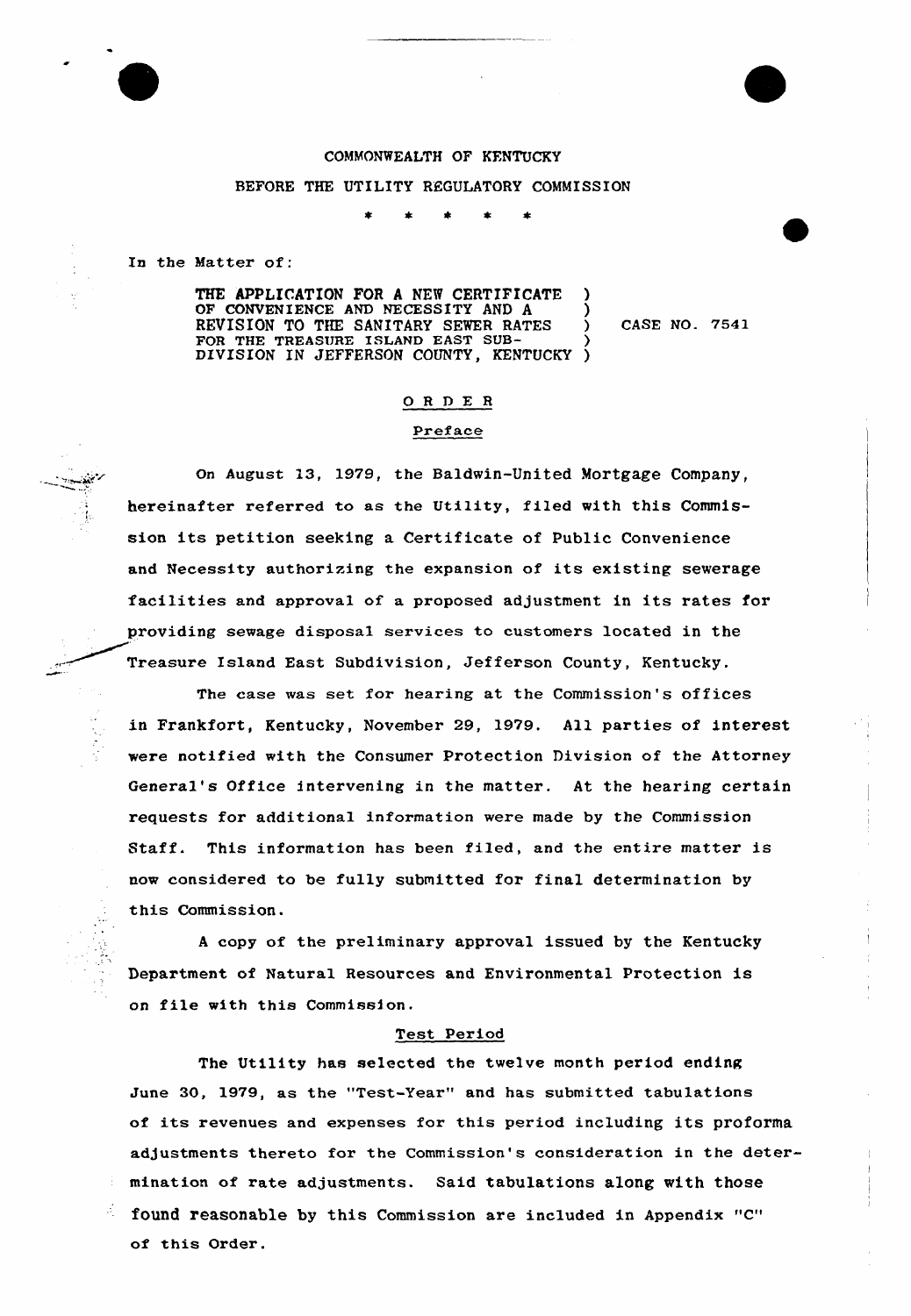COMMONWEALTH OF KENTUCKY

BEFORE THE UTILITY REGULATORY COMMISSION

\* \* \* \* \*

In the Matter of:

| | | |
|---|---|---|
| THE APPLICATION FOR A NEW CERTIFICATE OF CONVENIENCE AND NECESSITY AND A REVISION TO THE SANITARY SEWER RATES FOR THE TREASURE ISLAND EAST SUBDIVISION IN JEFFERSON COUNTY, KENTUCKY | ) | CASE NO. 7541 |

## O R D E R

### Preface

On August 13, 1979, the Baldwin-United Mortgage Company, hereinafter referred to as the Utility, filed with this Commission its petition seeking a Certificate of Public Convenience and Necessity authorizing the expansion of its existing sewerage facilities and approval of a proposed adjustment in its rates for providing sewage disposal services to customers located in the Treasure Island East Subdivision, Jefferson County, Kentucky.

The case was set for hearing at the Commission's offices in Frankfort, Kentucky, November 29, 1979. All parties of interest were notified with the Consumer Protection Division of the Attorney General's Office intervening in the matter. At the hearing certain requests for additional information were made by the Commission Staff. This information has been filed, and the entire matter is now considered to be fully submitted for final determination by this Commission.

A copy of the preliminary approval issued by the Kentucky Department of Natural Resources and Environmental Protection is on file with this Commission.

### Test Period

The Utility has selected the twelve month period ending June 30, 1979, as the "Test-Year" and has submitted tabulations of its revenues and expenses for this period including its proforma adjustments thereto for the Commission's consideration in the determination of rate adjustments. Said tabulations along with those found reasonable by this Commission are included in Appendix "C" of this Order.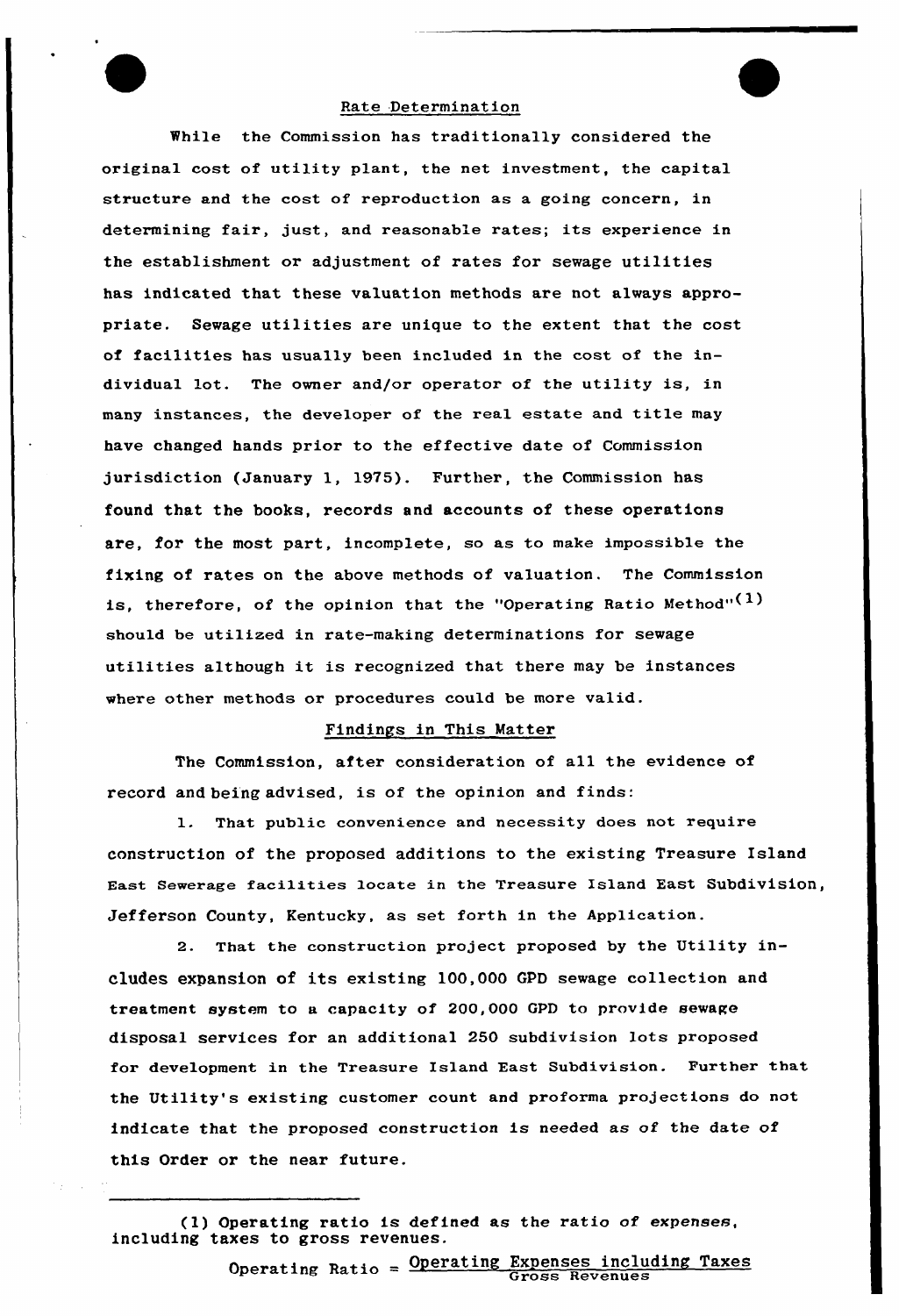## Rate Determination

While the Commission has traditionally considered the original cost of utility plant, the net investment, the capital structure and the cost of reproduction as a going concern, in determining fair, just, and reasonable rates; its experience in the establishment or adjustment of rates for sewage utilities has indicated that these valuation methods are not always appropriate. Sewage utilities are unique to the extent that the cost of facilities has usually been included in the cost of the individual lot. The owner and/or operator of the utility is, in many instances, the developer of the real estate and title may have changed hands prior to the effective date of Commission jurisdiction (January 1, 1975). Further, the Commission has found that the books, records and accounts of these operations are, for the most part, incomplete, so as to make impossible the fixing of rates on the above methods of valuation. The Commission is, therefore, of the opinion that the "Operating Ratio Method"(1) should be utilized in rate-making determinations for sewage utilities although it is recognized that there may be instances where other methods or procedures could be more valid.

## Findings in This Matter

The Commission, after consideration of all the evidence of record and being advised, is of the opinion and finds:

1. That public convenience and necessity does not require construction of the proposed additions to the existing Treasure Island East Sewerage facilities locate in the Treasure Island East Subdivision, Jefferson County, Kentucky, as set forth in the Application.

2. That the construction project proposed by the Utility includes expansion of its existing 100,000 GPD sewage collection and treatment system to a capacity of 200,000 GPD to provide sewage disposal services for an additional 250 subdivision lots proposed for development in the Treasure Island East Subdivision. Further that the Utility's existing customer count and proforma projections do not indicate that the proposed construction is needed as of the date of this Order or the near future.

---

(1) Operating ratio is defined as the ratio of expenses, including taxes to gross revenues.

$$\text{Operating Ratio} = \frac{\text{Operating Expenses including Taxes}}{\text{Gross Revenues}}$$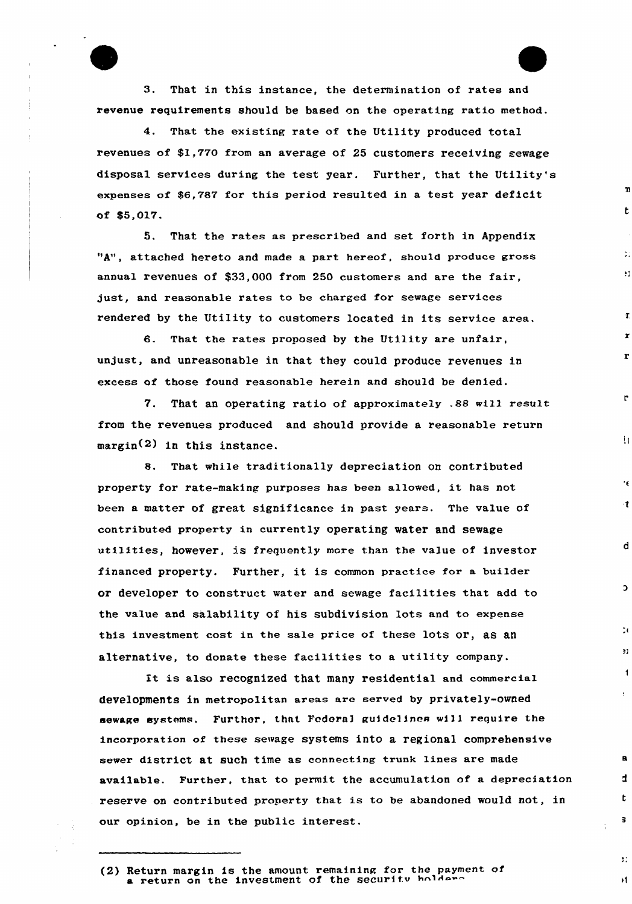3. That in this instance, the determination of rates and revenue requirements should be based on the operating ratio method.

4. That the existing rate of the Utility produced total revenues of $1,770 from an average of 25 customers receiving sewage disposal services during the test year. Further, that the Utility's expenses of $6,787 for this period resulted in a test year deficit of $5,017.

5. That the rates as prescribed and set forth in Appendix "A", attached hereto and made a part hereof, should produce gross annual revenues of $33,000 from 250 customers and are the fair, just, and reasonable rates to be charged for sewage services rendered by the Utility to customers located in its service area.

6. That the rates proposed by the Utility are unfair, unjust, and unreasonable in that they could produce revenues in excess of those found reasonable herein and should be denied.

7. That an operating ratio of approximately .88 will result from the revenues produced and should provide a reasonable return margin(2) in this instance.

8. That while traditionally depreciation on contributed property for rate-making purposes has been allowed, it has not been a matter of great significance in past years. The value of contributed property in currently operating water and sewage utilities, however, is frequently more than the value of investor financed property. Further, it is common practice for a builder or developer to construct water and sewage facilities that add to the value and salability of his subdivision lots and to expense this investment cost in the sale price of these lots or, as an alternative, to donate these facilities to a utility company.

It is also recognized that many residential and commercial developments in metropolitan areas are served by privately-owned sewage systems. Further, that Federal guidelines will require the incorporation of these sewage systems into a regional comprehensive sewer district at such time as connecting trunk lines are made available. Further, that to permit the accumulation of a depreciation reserve on contributed property that is to be abandoned would not, in our opinion, be in the public interest.

(2) Return margin is the amount remaining for the payment of a return on the investment of the security holders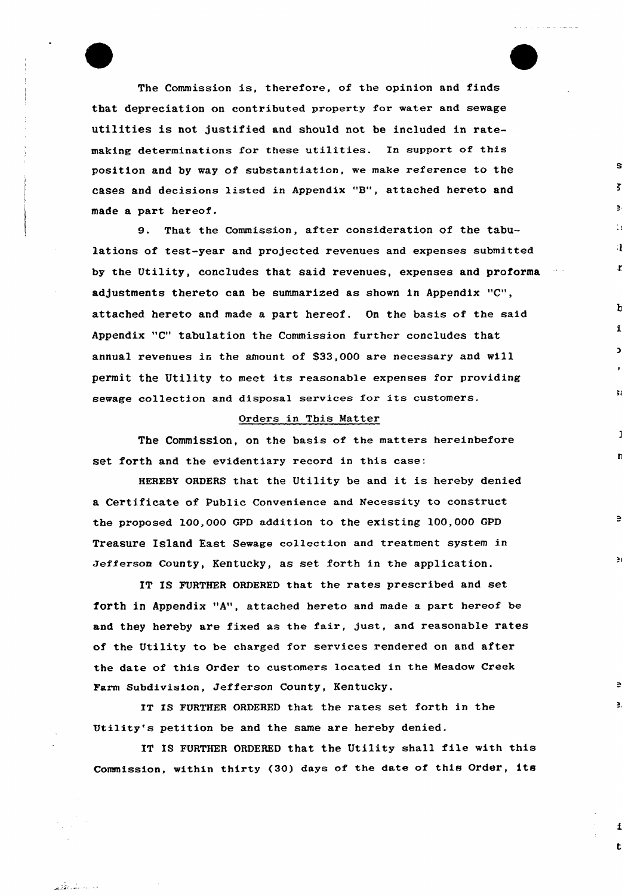The Commission is, therefore, of the opinion and finds that depreciation on contributed property for water and sewage utilities is not justified and should not be included in rate-making determinations for these utilities. In support of this position and by way of substantiation, we make reference to the cases and decisions listed in Appendix "B", attached hereto and made a part hereof.

9. That the Commission, after consideration of the tabulations of test-year and projected revenues and expenses submitted by the Utility, concludes that said revenues, expenses and proforma adjustments thereto can be summarized as shown in Appendix "C", attached hereto and made a part hereof. On the basis of the said Appendix "C" tabulation the Commission further concludes that annual revenues in the amount of $33,000 are necessary and will permit the Utility to meet its reasonable expenses for providing sewage collection and disposal services for its customers.

## Orders in This Matter

The Commission, on the basis of the matters hereinbefore set forth and the evidentiary record in this case:

HEREBY ORDERS that the Utility be and it is hereby denied a Certificate of Public Convenience and Necessity to construct the proposed 100,000 GPD addition to the existing 100,000 GPD Treasure Island East Sewage collection and treatment system in Jefferson County, Kentucky, as set forth in the application.

IT IS FURTHER ORDERED that the rates prescribed and set forth in Appendix "A", attached hereto and made a part hereof be and they hereby are fixed as the fair, just, and reasonable rates of the Utility to be charged for services rendered on and after the date of this Order to customers located in the Meadow Creek Farm Subdivision, Jefferson County, Kentucky.

IT IS FURTHER ORDERED that the rates set forth in the Utility's petition be and the same are hereby denied.

IT IS FURTHER ORDERED that the Utility shall file with this Commission, within thirty (30) days of the date of this Order, its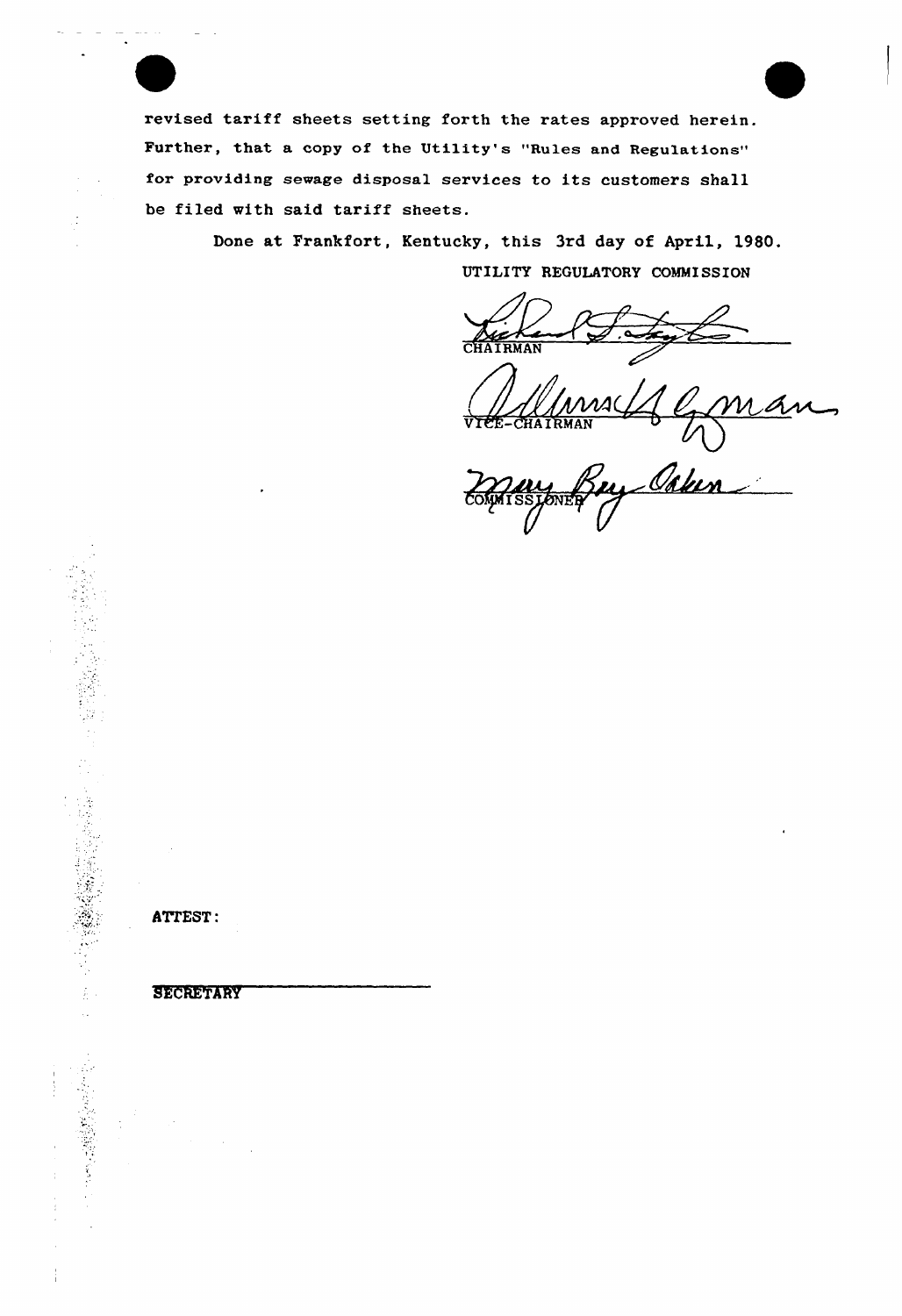revised tariff sheets setting forth the rates approved herein. Further, that a copy of the Utility's "Rules and Regulations" for providing sewage disposal services to its customers shall be filed with said tariff sheets.

Done at Frankfort, Kentucky, this 3rd day of April, 1980.

UTILITY REGULATORY COMMISSION

CHAIRMAN

VICE-CHAIRMAN

COMMISSIONER

ATTEST:

SECRETARY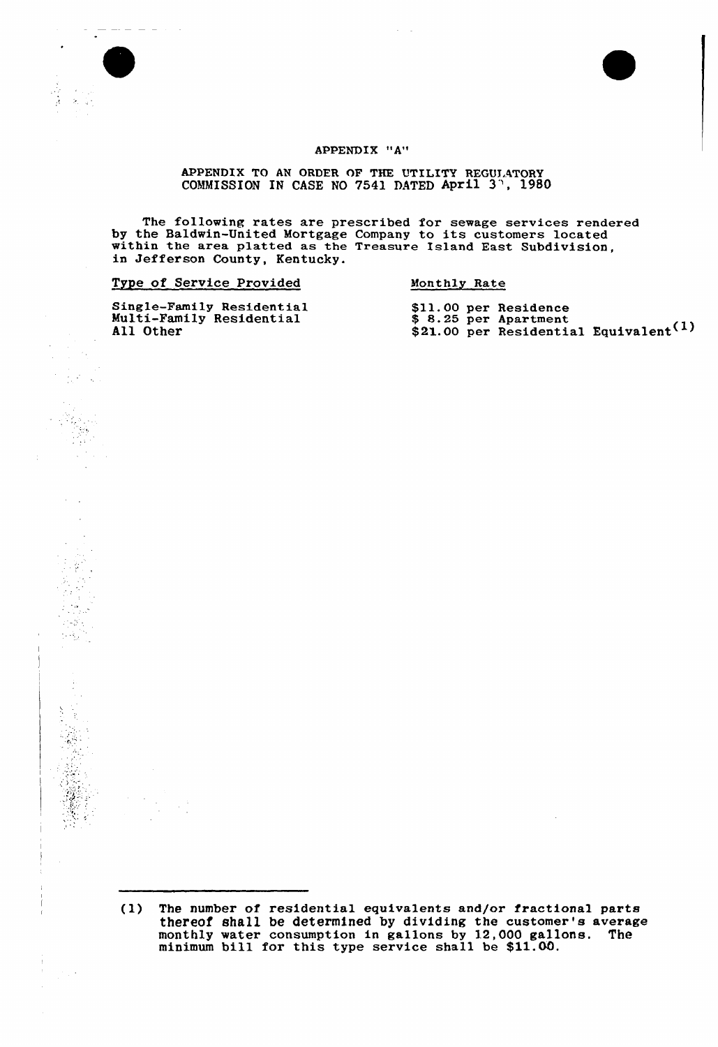APPENDIX "A"

APPENDIX TO AN ORDER OF THE UTILITY REGULATORY COMMISSION IN CASE NO 7541 DATED April 30, 1980

The following rates are prescribed for sewage services rendered by the Baldwin-United Mortgage Company to its customers located within the area platted as the Treasure Island East Subdivision, in Jefferson County, Kentucky.

| Type of Service Provided | Monthly Rate |
|---|---|
| Single-Family Residential | $11.00 per Residence |
| Multi-Family Residential | $ 8.25 per Apartment |
| All Other | $21.00 per Residential Equivalent(1) |

(1) The number of residential equivalents and/or fractional parts thereof shall be determined by dividing the customer's average monthly water consumption in gallons by 12,000 gallons. The minimum bill for this type service shall be $11.00.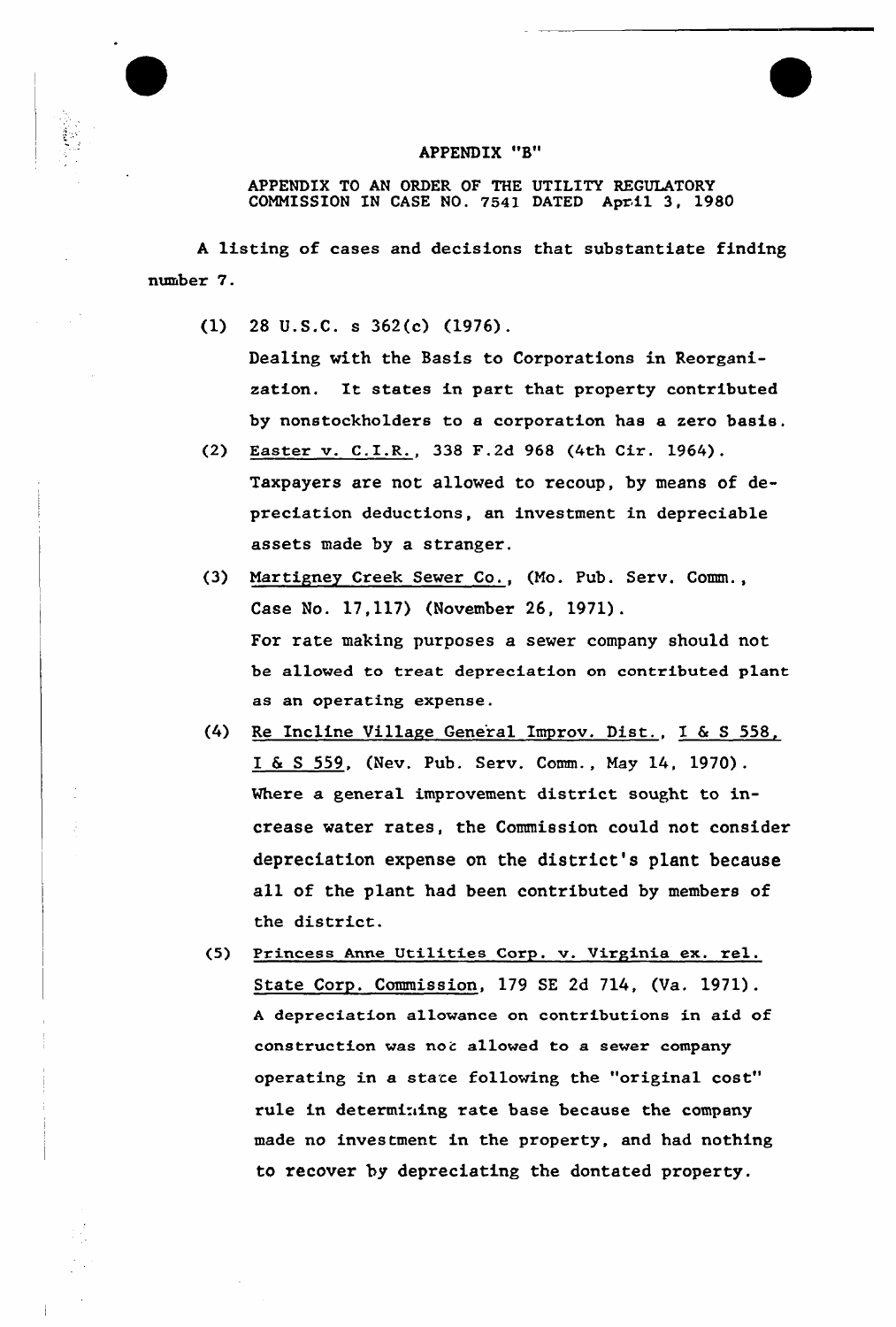# APPENDIX "B"

APPENDIX TO AN ORDER OF THE UTILITY REGULATORY COMMISSION IN CASE NO. 7541 DATED April 3, 1980

A listing of cases and decisions that substantiate finding number 7.

(1) 28 U.S.C. s 362(c) (1976).
Dealing with the Basis to Corporations in Reorganization. It states in part that property contributed by nonstockholders to a corporation has a zero basis.

(2) Easter v. C.I.R., 338 F.2d 968 (4th Cir. 1964).
Taxpayers are not allowed to recoup, by means of depreciation deductions, an investment in depreciable assets made by a stranger.

(3) Martigney Creek Sewer Co., (Mo. Pub. Serv. Comm., Case No. 17,117) (November 26, 1971).
For rate making purposes a sewer company should not be allowed to treat depreciation on contributed plant as an operating expense.

(4) Re Incline Village General Improv. Dist., I & S 558, I & S 559, (Nev. Pub. Serv. Comm., May 14, 1970).
Where a general improvement district sought to increase water rates, the Commission could not consider depreciation expense on the district's plant because all of the plant had been contributed by members of the district.

(5) Princess Anne Utilities Corp. v. Virginia ex. rel. State Corp. Commission, 179 SE 2d 714, (Va. 1971).
A depreciation allowance on contributions in aid of construction was not allowed to a sewer company operating in a state following the "original cost" rule in determining rate base because the company made no investment in the property, and had nothing to recover by depreciating the dontated property.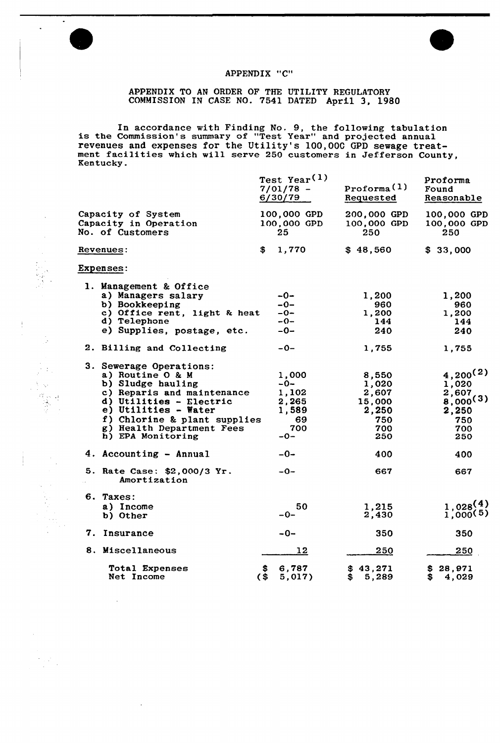APPENDIX "C"

APPENDIX TO AN ORDER OF THE UTILITY REGULATORY COMMISSION IN CASE NO. 7541 DATED April 3, 1980

In accordance with Finding No. 9, the following tabulation is the Commission's summary of "Test Year" and projected annual revenues and expenses for the Utility's 100,000 GPD sewage treatment facilities which will serve 250 customers in Jefferson County, Kentucky.

| | Test Year(1) 7/01/78 - 6/30/79 | Proforma(1) Requested | Proforma Found Reasonable |
|---|---|---|---|
| Capacity of System | 100,000 GPD | 200,000 GPD | 100,000 GPD |
| Capacity in Operation | 100,000 GPD | 100,000 GPD | 100,000 GPD |
| No. of Customers | 25 | 250 | 250 |
| Revenues: | $ 1,770 | $ 48,560 | $ 33,000 |
| Expenses: | | | |
| 1. Management & Office | | | |
| a) Managers salary | -0- | 1,200 | 1,200 |
| b) Bookkeeping | -0- | 960 | 960 |
| c) Office rent, light & heat | -0- | 1,200 | 1,200 |
| d) Telephone | -0- | 144 | 144 |
| e) Supplies, postage, etc. | -0- | 240 | 240 |
| 2. Billing and Collecting | -0- | 1,755 | 1,755 |
| 3. Sewerage Operations: | | | |
| a) Routine O & M | 1,000 | 8,550 | 4,200(2) |
| b) Sludge hauling | -0- | 1,020 | 1,020 |
| c) Reparis and maintenance | 1,102 | 2,607 | 2,607 |
| d) Utilities - Electric | 2,265 | 15,000 | 8,000(3) |
| e) Utilities - Water | 1,589 | 2,250 | 2,250 |
| f) Chlorine & plant supplies | 69 | 750 | 750 |
| g) Health Department Fees | 700 | 700 | 700 |
| h) EPA Monitoring | -0- | 250 | 250 |
| 4. Accounting - Annual | -0- | 400 | 400 |
| 5. Rate Case: $2,000/3 Yr. Amortization | -0- | 667 | 667 |
| 6. Taxes: | | | |
| a) Income | 50 | 1,215 | 1,028(4) |
| b) Other | -0- | 2,430 | 1,000(5) |
| 7. Insurance | -0- | 350 | 350 |
| 8. Miscellaneous | 12 | 250 | 250 |
| Total Expenses | $ 6,787 | $ 43,271 | $ 28,971 |
| Net Income | ($ 5,017) | $ 5,289 | $ 4,029 |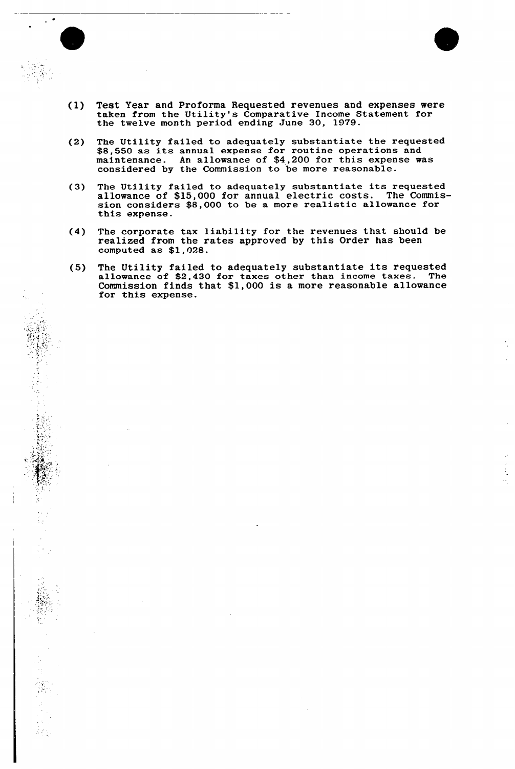(1) Test Year and Proforma Requested revenues and expenses were taken from the Utility's Comparative Income Statement for the twelve month period ending June 30, 1979.

(2) The Utility failed to adequately substantiate the requested $8,550 as its annual expense for routine operations and maintenance. An allowance of $4,200 for this expense was considered by the Commission to be more reasonable.

(3) The Utility failed to adequately substantiate its requested allowance of $15,000 for annual electric costs. The Commission considers $8,000 to be a more realistic allowance for this expense.

(4) The corporate tax liability for the revenues that should be realized from the rates approved by this Order has been computed as $1,028.

(5) The Utility failed to adequately substantiate its requested allowance of $2,430 for taxes other than income taxes. The Commission finds that $1,000 is a more reasonable allowance for this expense.